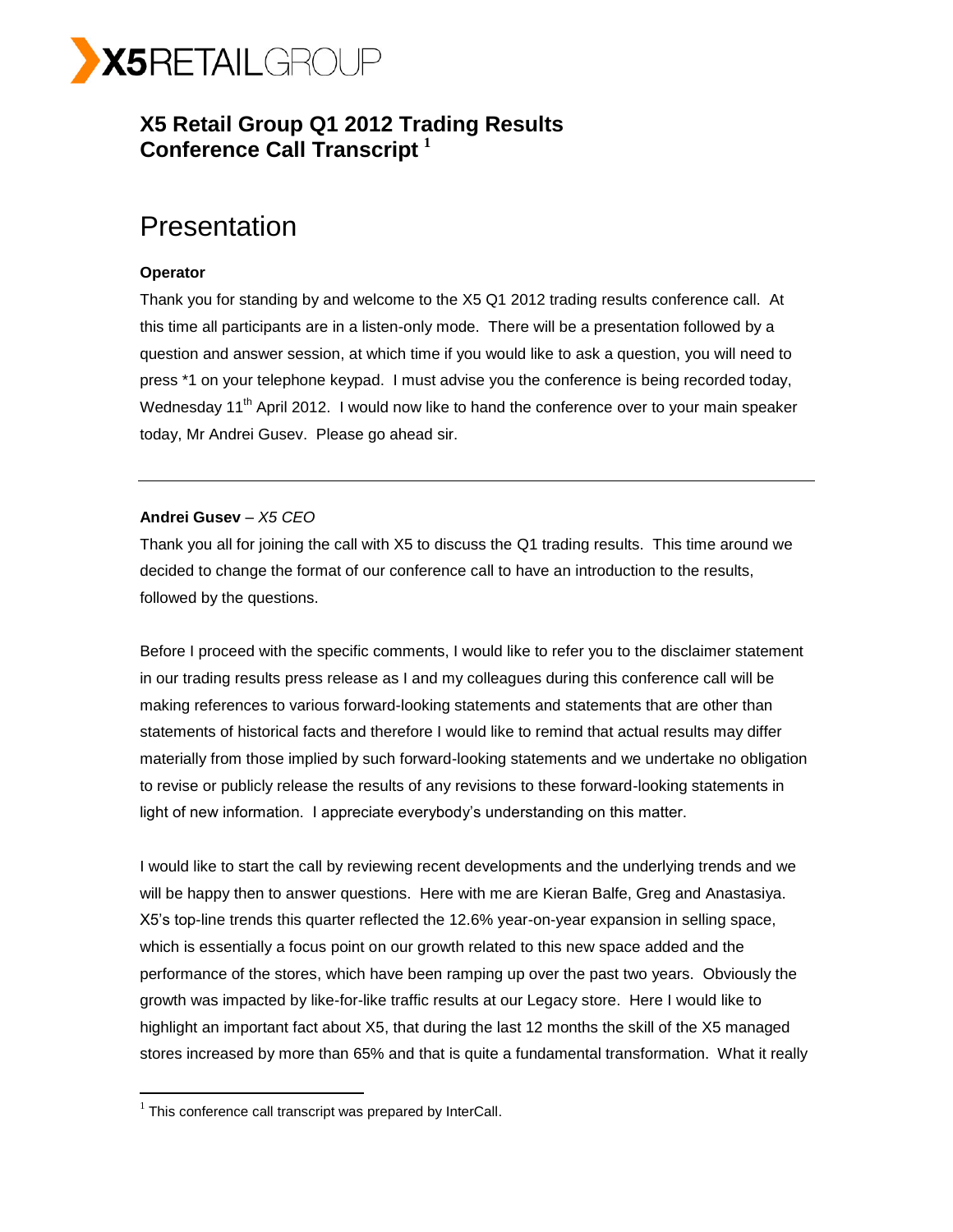# X5 Retail Group Q1 2012 Trading Results Conference Call Transcript [1]

## Presentation

**Operator**

Thank you for standing by and welcome to the X5 Q1 2012 trading results conference call. At this time all participants are in a listen-only mode. There will be a presentation followed by a question and answer session, at which time if you would like to ask a question, you will need to press *1 on your telephone keypad. I must advise you the conference is being recorded today, Wednesday 11th April 2012. I would now like to hand the conference over to your main speaker today, Mr Andrei Gusev. Please go ahead sir.

---

**Andrei Gusev** – *X5 CEO*

Thank you all for joining the call with X5 to discuss the Q1 trading results. This time around we decided to change the format of our conference call to have an introduction to the results, followed by the questions.

Before I proceed with the specific comments, I would like to refer you to the disclaimer statement in our trading results press release as I and my colleagues during this conference call will be making references to various forward-looking statements and statements that are other than statements of historical facts and therefore I would like to remind that actual results may differ materially from those implied by such forward-looking statements and we undertake no obligation to revise or publicly release the results of any revisions to these forward-looking statements in light of new information. I appreciate everybody's understanding on this matter.

I would like to start the call by reviewing recent developments and the underlying trends and we will be happy then to answer questions. Here with me are Kieran Balfe, Greg and Anastasiya. X5's top-line trends this quarter reflected the 12.6% year-on-year expansion in selling space, which is essentially a focus point on our growth related to this new space added and the performance of the stores, which have been ramping up over the past two years. Obviously the growth was impacted by like-for-like traffic results at our Legacy store. Here I would like to highlight an important fact about X5, that during the last 12 months the skill of the X5 managed stores increased by more than 65% and that is quite a fundamental transformation. What it really

[1] This conference call transcript was prepared by InterCall.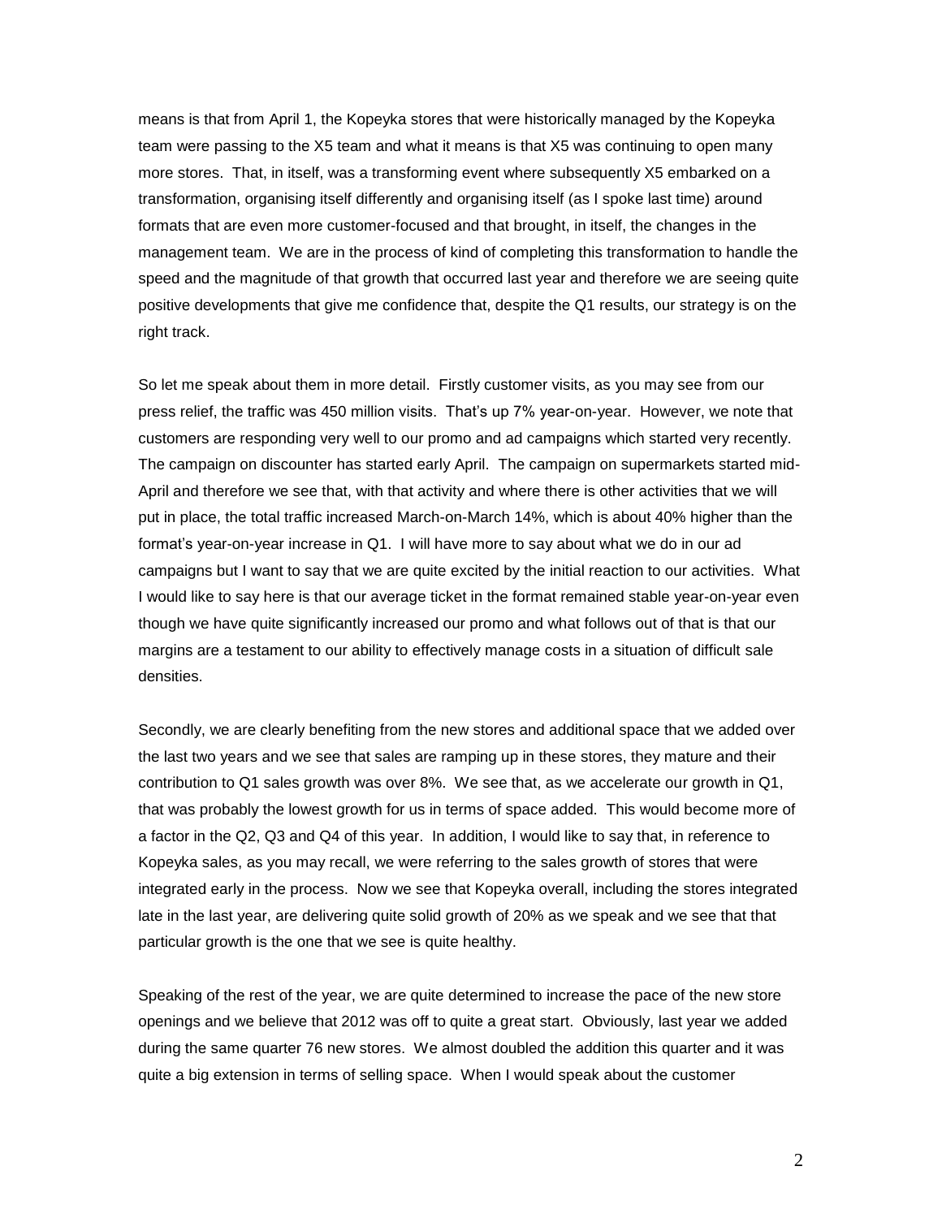means is that from April 1, the Kopeyka stores that were historically managed by the Kopeyka team were passing to the X5 team and what it means is that X5 was continuing to open many more stores. That, in itself, was a transforming event where subsequently X5 embarked on a transformation, organising itself differently and organising itself (as I spoke last time) around formats that are even more customer-focused and that brought, in itself, the changes in the management team. We are in the process of kind of completing this transformation to handle the speed and the magnitude of that growth that occurred last year and therefore we are seeing quite positive developments that give me confidence that, despite the Q1 results, our strategy is on the right track.

So let me speak about them in more detail. Firstly customer visits, as you may see from our press relief, the traffic was 450 million visits. That's up 7% year-on-year. However, we note that customers are responding very well to our promo and ad campaigns which started very recently. The campaign on discounter has started early April. The campaign on supermarkets started mid-April and therefore we see that, with that activity and where there is other activities that we will put in place, the total traffic increased March-on-March 14%, which is about 40% higher than the format's year-on-year increase in Q1. I will have more to say about what we do in our ad campaigns but I want to say that we are quite excited by the initial reaction to our activities. What I would like to say here is that our average ticket in the format remained stable year-on-year even though we have quite significantly increased our promo and what follows out of that is that our margins are a testament to our ability to effectively manage costs in a situation of difficult sale densities.

Secondly, we are clearly benefiting from the new stores and additional space that we added over the last two years and we see that sales are ramping up in these stores, they mature and their contribution to Q1 sales growth was over 8%. We see that, as we accelerate our growth in Q1, that was probably the lowest growth for us in terms of space added. This would become more of a factor in the Q2, Q3 and Q4 of this year. In addition, I would like to say that, in reference to Kopeyka sales, as you may recall, we were referring to the sales growth of stores that were integrated early in the process. Now we see that Kopeyka overall, including the stores integrated late in the last year, are delivering quite solid growth of 20% as we speak and we see that that particular growth is the one that we see is quite healthy.

Speaking of the rest of the year, we are quite determined to increase the pace of the new store openings and we believe that 2012 was off to quite a great start. Obviously, last year we added during the same quarter 76 new stores. We almost doubled the addition this quarter and it was quite a big extension in terms of selling space. When I would speak about the customer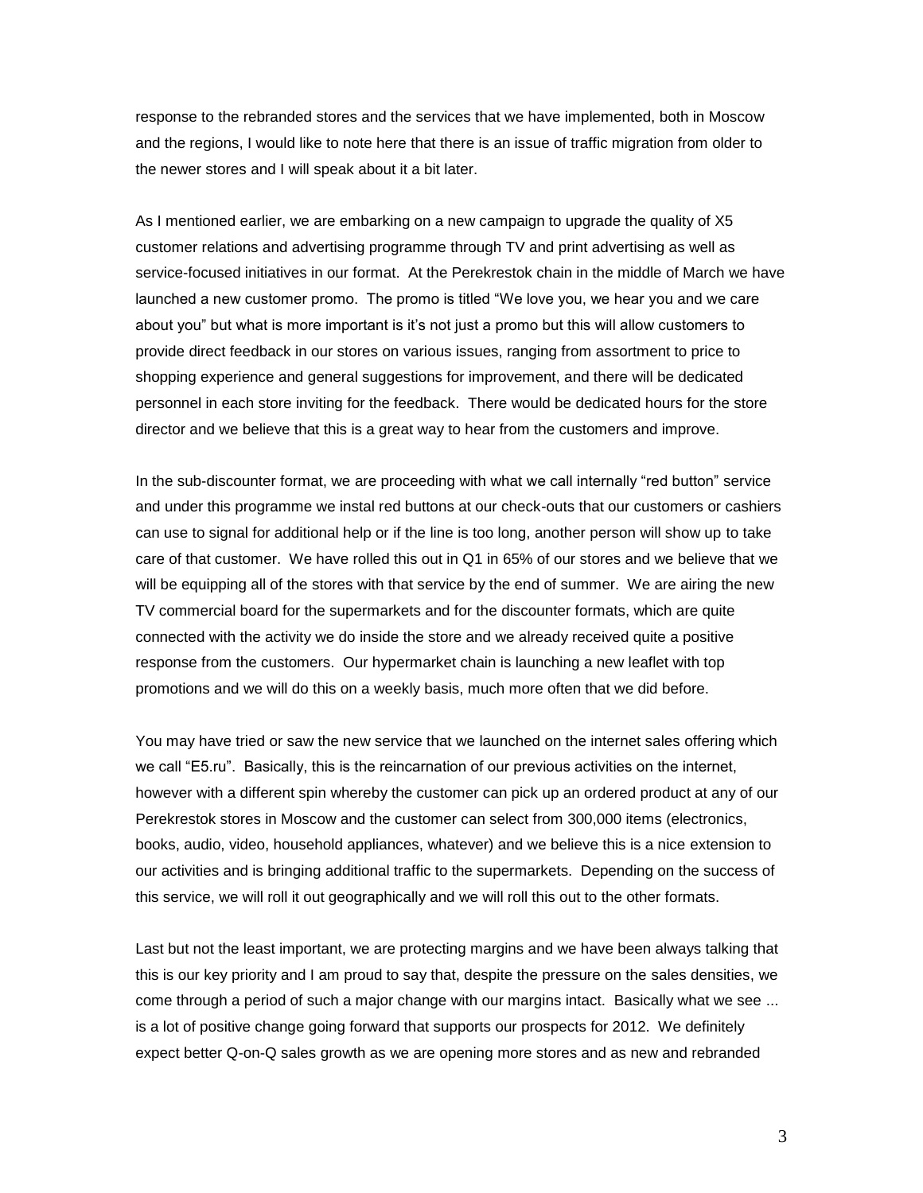response to the rebranded stores and the services that we have implemented, both in Moscow and the regions, I would like to note here that there is an issue of traffic migration from older to the newer stores and I will speak about it a bit later.

As I mentioned earlier, we are embarking on a new campaign to upgrade the quality of X5 customer relations and advertising programme through TV and print advertising as well as service-focused initiatives in our format. At the Perekrestok chain in the middle of March we have launched a new customer promo. The promo is titled "We love you, we hear you and we care about you" but what is more important is it's not just a promo but this will allow customers to provide direct feedback in our stores on various issues, ranging from assortment to price to shopping experience and general suggestions for improvement, and there will be dedicated personnel in each store inviting for the feedback. There would be dedicated hours for the store director and we believe that this is a great way to hear from the customers and improve.

In the sub-discounter format, we are proceeding with what we call internally "red button" service and under this programme we instal red buttons at our check-outs that our customers or cashiers can use to signal for additional help or if the line is too long, another person will show up to take care of that customer. We have rolled this out in Q1 in 65% of our stores and we believe that we will be equipping all of the stores with that service by the end of summer. We are airing the new TV commercial board for the supermarkets and for the discounter formats, which are quite connected with the activity we do inside the store and we already received quite a positive response from the customers. Our hypermarket chain is launching a new leaflet with top promotions and we will do this on a weekly basis, much more often that we did before.

You may have tried or saw the new service that we launched on the internet sales offering which we call "E5.ru". Basically, this is the reincarnation of our previous activities on the internet, however with a different spin whereby the customer can pick up an ordered product at any of our Perekrestok stores in Moscow and the customer can select from 300,000 items (electronics, books, audio, video, household appliances, whatever) and we believe this is a nice extension to our activities and is bringing additional traffic to the supermarkets. Depending on the success of this service, we will roll it out geographically and we will roll this out to the other formats.

Last but not the least important, we are protecting margins and we have been always talking that this is our key priority and I am proud to say that, despite the pressure on the sales densities, we come through a period of such a major change with our margins intact. Basically what we see ... is a lot of positive change going forward that supports our prospects for 2012. We definitely expect better Q-on-Q sales growth as we are opening more stores and as new and rebranded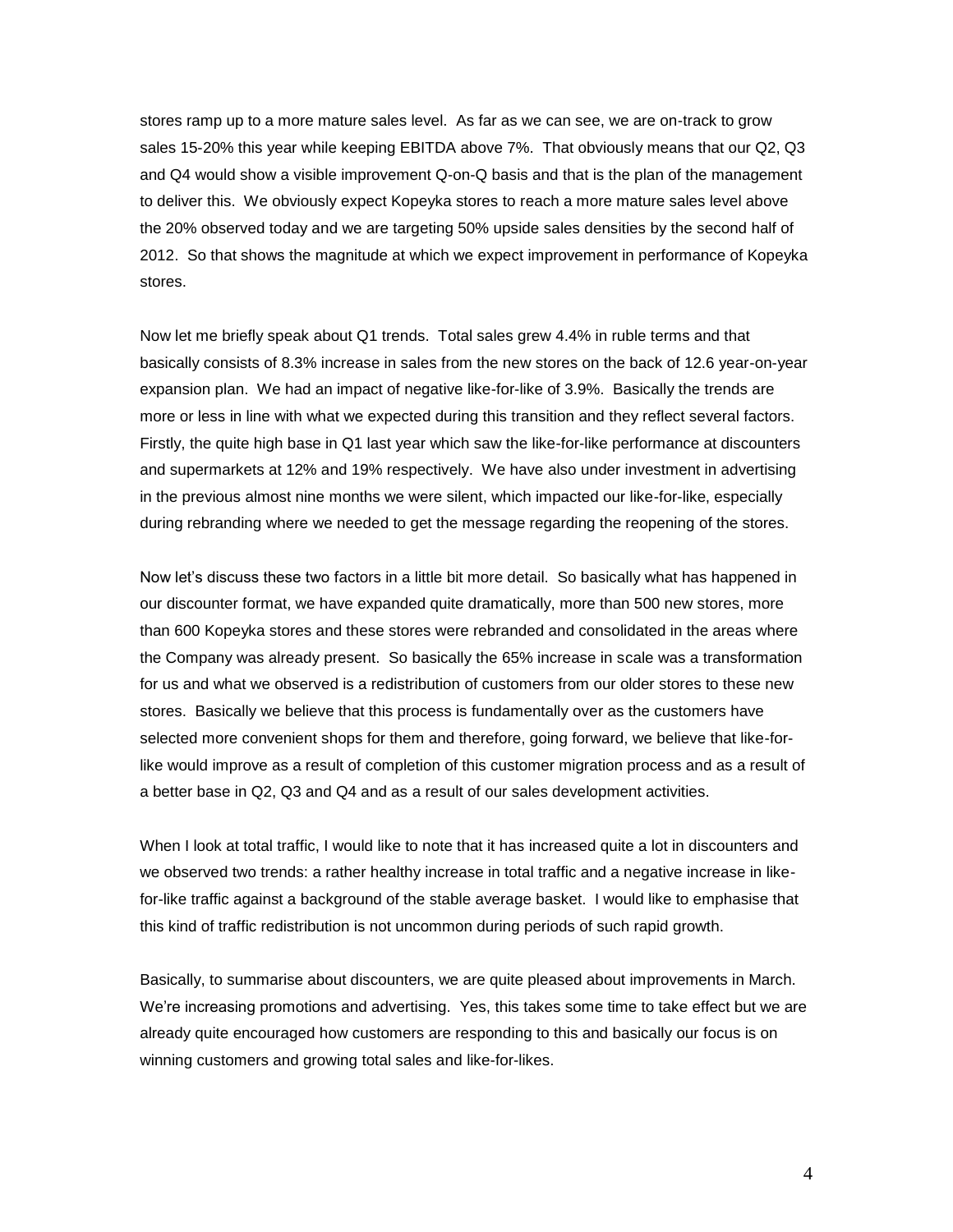stores ramp up to a more mature sales level. As far as we can see, we are on-track to grow sales 15-20% this year while keeping EBITDA above 7%. That obviously means that our Q2, Q3 and Q4 would show a visible improvement Q-on-Q basis and that is the plan of the management to deliver this. We obviously expect Kopeyka stores to reach a more mature sales level above the 20% observed today and we are targeting 50% upside sales densities by the second half of 2012. So that shows the magnitude at which we expect improvement in performance of Kopeyka stores.

Now let me briefly speak about Q1 trends. Total sales grew 4.4% in ruble terms and that basically consists of 8.3% increase in sales from the new stores on the back of 12.6 year-on-year expansion plan. We had an impact of negative like-for-like of 3.9%. Basically the trends are more or less in line with what we expected during this transition and they reflect several factors. Firstly, the quite high base in Q1 last year which saw the like-for-like performance at discounters and supermarkets at 12% and 19% respectively. We have also under investment in advertising in the previous almost nine months we were silent, which impacted our like-for-like, especially during rebranding where we needed to get the message regarding the reopening of the stores.

Now let's discuss these two factors in a little bit more detail. So basically what has happened in our discounter format, we have expanded quite dramatically, more than 500 new stores, more than 600 Kopeyka stores and these stores were rebranded and consolidated in the areas where the Company was already present. So basically the 65% increase in scale was a transformation for us and what we observed is a redistribution of customers from our older stores to these new stores. Basically we believe that this process is fundamentally over as the customers have selected more convenient shops for them and therefore, going forward, we believe that like-for-like would improve as a result of completion of this customer migration process and as a result of a better base in Q2, Q3 and Q4 and as a result of our sales development activities.

When I look at total traffic, I would like to note that it has increased quite a lot in discounters and we observed two trends: a rather healthy increase in total traffic and a negative increase in like-for-like traffic against a background of the stable average basket. I would like to emphasise that this kind of traffic redistribution is not uncommon during periods of such rapid growth.

Basically, to summarise about discounters, we are quite pleased about improvements in March. We're increasing promotions and advertising. Yes, this takes some time to take effect but we are already quite encouraged how customers are responding to this and basically our focus is on winning customers and growing total sales and like-for-likes.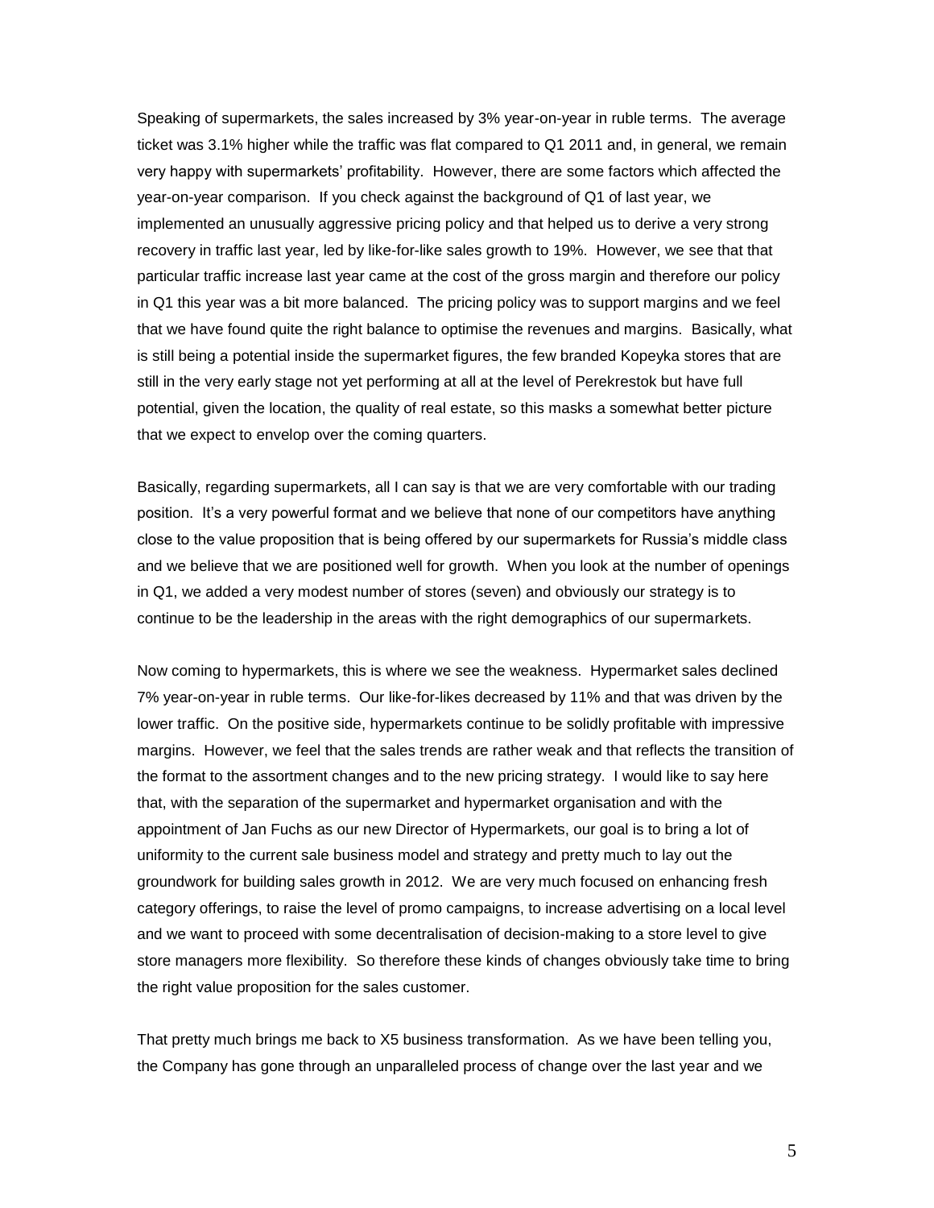Speaking of supermarkets, the sales increased by 3% year-on-year in ruble terms. The average ticket was 3.1% higher while the traffic was flat compared to Q1 2011 and, in general, we remain very happy with supermarkets' profitability. However, there are some factors which affected the year-on-year comparison. If you check against the background of Q1 of last year, we implemented an unusually aggressive pricing policy and that helped us to derive a very strong recovery in traffic last year, led by like-for-like sales growth to 19%. However, we see that that particular traffic increase last year came at the cost of the gross margin and therefore our policy in Q1 this year was a bit more balanced. The pricing policy was to support margins and we feel that we have found quite the right balance to optimise the revenues and margins. Basically, what is still being a potential inside the supermarket figures, the few branded Kopeyka stores that are still in the very early stage not yet performing at all at the level of Perekrestok but have full potential, given the location, the quality of real estate, so this masks a somewhat better picture that we expect to envelop over the coming quarters.

Basically, regarding supermarkets, all I can say is that we are very comfortable with our trading position. It's a very powerful format and we believe that none of our competitors have anything close to the value proposition that is being offered by our supermarkets for Russia's middle class and we believe that we are positioned well for growth. When you look at the number of openings in Q1, we added a very modest number of stores (seven) and obviously our strategy is to continue to be the leadership in the areas with the right demographics of our supermarkets.

Now coming to hypermarkets, this is where we see the weakness. Hypermarket sales declined 7% year-on-year in ruble terms. Our like-for-likes decreased by 11% and that was driven by the lower traffic. On the positive side, hypermarkets continue to be solidly profitable with impressive margins. However, we feel that the sales trends are rather weak and that reflects the transition of the format to the assortment changes and to the new pricing strategy. I would like to say here that, with the separation of the supermarket and hypermarket organisation and with the appointment of Jan Fuchs as our new Director of Hypermarkets, our goal is to bring a lot of uniformity to the current sale business model and strategy and pretty much to lay out the groundwork for building sales growth in 2012. We are very much focused on enhancing fresh category offerings, to raise the level of promo campaigns, to increase advertising on a local level and we want to proceed with some decentralisation of decision-making to a store level to give store managers more flexibility. So therefore these kinds of changes obviously take time to bring the right value proposition for the sales customer.

That pretty much brings me back to X5 business transformation. As we have been telling you, the Company has gone through an unparalleled process of change over the last year and we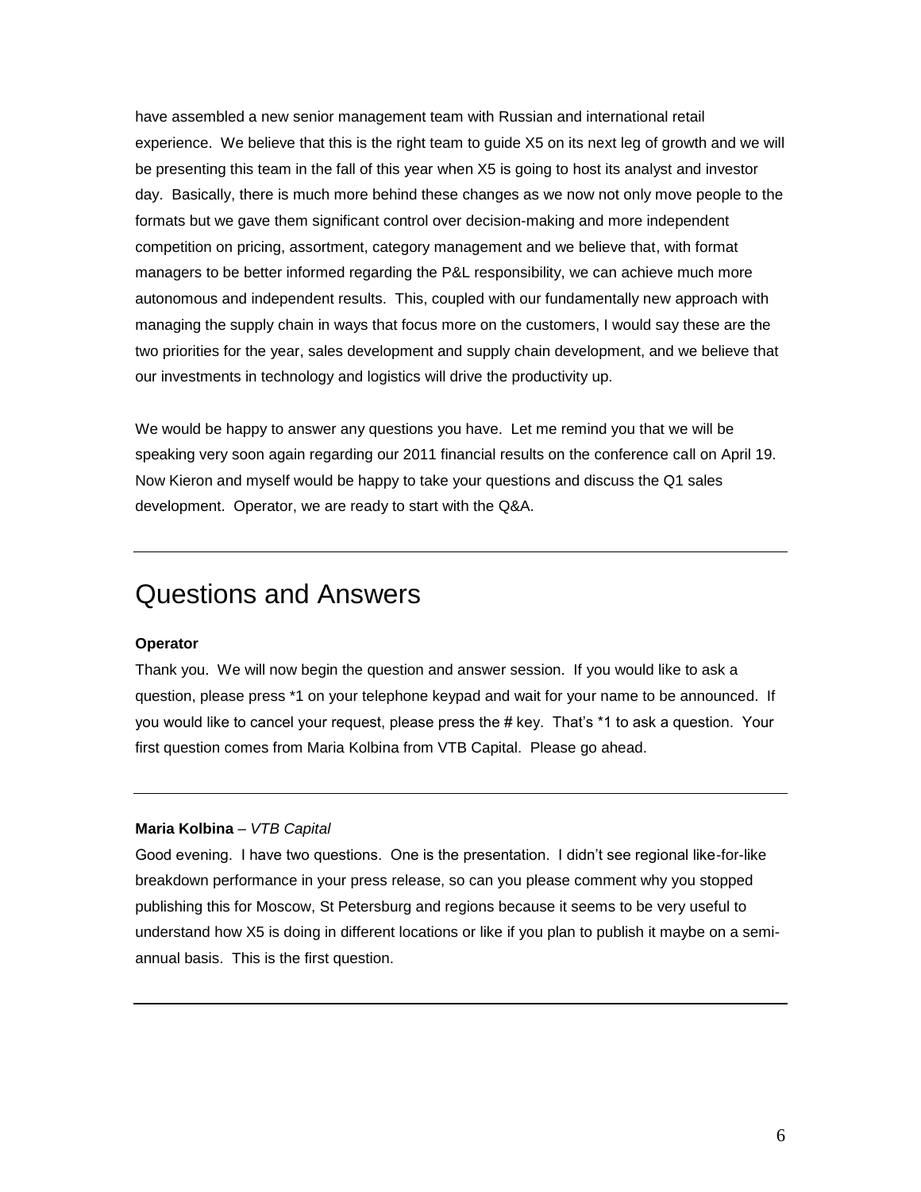have assembled a new senior management team with Russian and international retail experience. We believe that this is the right team to guide X5 on its next leg of growth and we will be presenting this team in the fall of this year when X5 is going to host its analyst and investor day. Basically, there is much more behind these changes as we now not only move people to the formats but we gave them significant control over decision-making and more independent competition on pricing, assortment, category management and we believe that, with format managers to be better informed regarding the P&L responsibility, we can achieve much more autonomous and independent results. This, coupled with our fundamentally new approach with managing the supply chain in ways that focus more on the customers, I would say these are the two priorities for the year, sales development and supply chain development, and we believe that our investments in technology and logistics will drive the productivity up.

We would be happy to answer any questions you have. Let me remind you that we will be speaking very soon again regarding our 2011 financial results on the conference call on April 19. Now Kieron and myself would be happy to take your questions and discuss the Q1 sales development. Operator, we are ready to start with the Q&A.

---

# Questions and Answers

**Operator**

Thank you. We will now begin the question and answer session. If you would like to ask a question, please press *1 on your telephone keypad and wait for your name to be announced. If you would like to cancel your request, please press the # key. That's *1 to ask a question. Your first question comes from Maria Kolbina from VTB Capital. Please go ahead.

---

**Maria Kolbina** – *VTB Capital*

Good evening. I have two questions. One is the presentation. I didn't see regional like-for-like breakdown performance in your press release, so can you please comment why you stopped publishing this for Moscow, St Petersburg and regions because it seems to be very useful to understand how X5 is doing in different locations or like if you plan to publish it maybe on a semi-annual basis. This is the first question.

---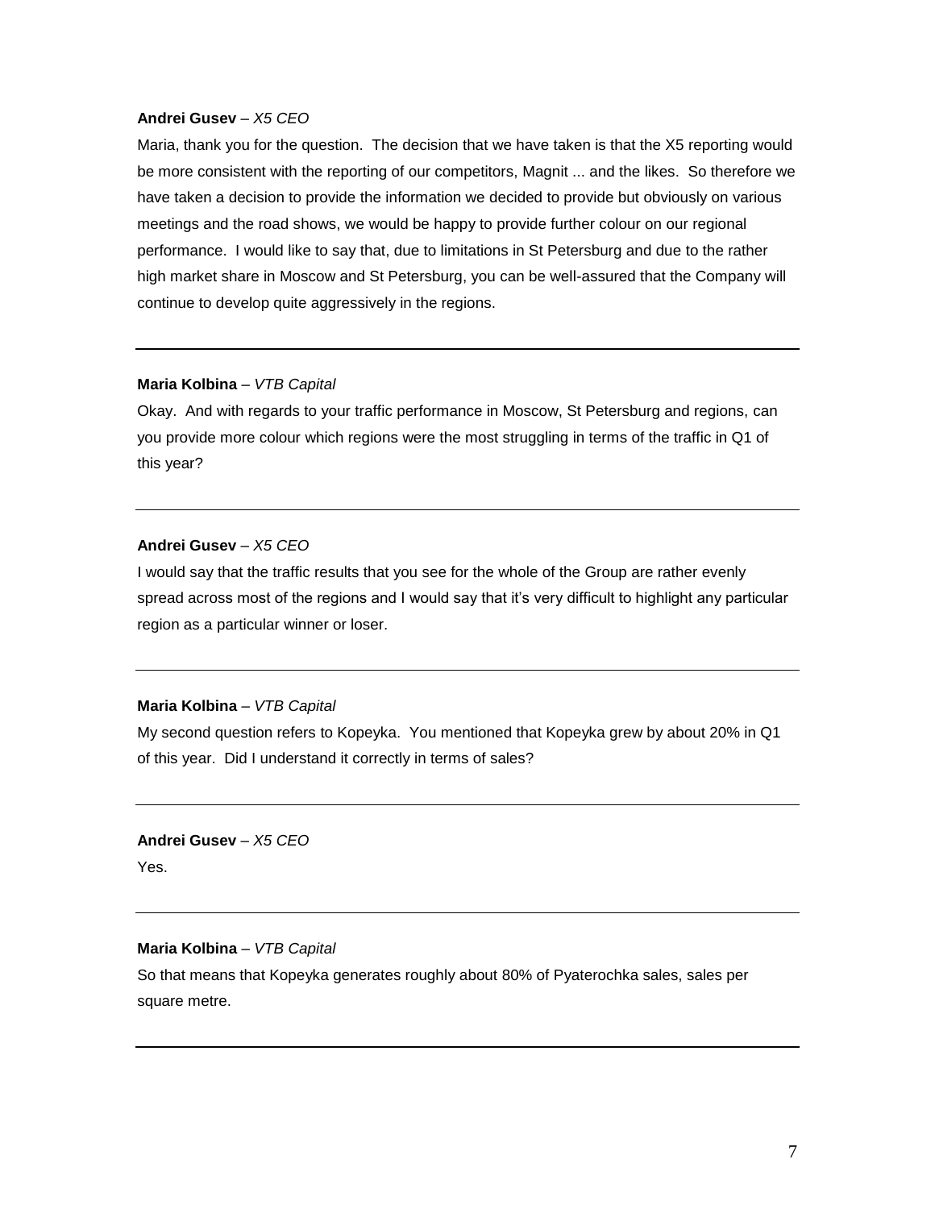**Andrei Gusev** – *X5 CEO*

Maria, thank you for the question. The decision that we have taken is that the X5 reporting would be more consistent with the reporting of our competitors, Magnit ... and the likes. So therefore we have taken a decision to provide the information we decided to provide but obviously on various meetings and the road shows, we would be happy to provide further colour on our regional performance. I would like to say that, due to limitations in St Petersburg and due to the rather high market share in Moscow and St Petersburg, you can be well-assured that the Company will continue to develop quite aggressively in the regions.

---

**Maria Kolbina** – *VTB Capital*

Okay. And with regards to your traffic performance in Moscow, St Petersburg and regions, can you provide more colour which regions were the most struggling in terms of the traffic in Q1 of this year?

---

**Andrei Gusev** – *X5 CEO*

I would say that the traffic results that you see for the whole of the Group are rather evenly spread across most of the regions and I would say that it's very difficult to highlight any particular region as a particular winner or loser.

---

**Maria Kolbina** – *VTB Capital*

My second question refers to Kopeyka. You mentioned that Kopeyka grew by about 20% in Q1 of this year. Did I understand it correctly in terms of sales?

---

**Andrei Gusev** – *X5 CEO*

Yes.

---

**Maria Kolbina** – *VTB Capital*

So that means that Kopeyka generates roughly about 80% of Pyaterochka sales, sales per square metre.

---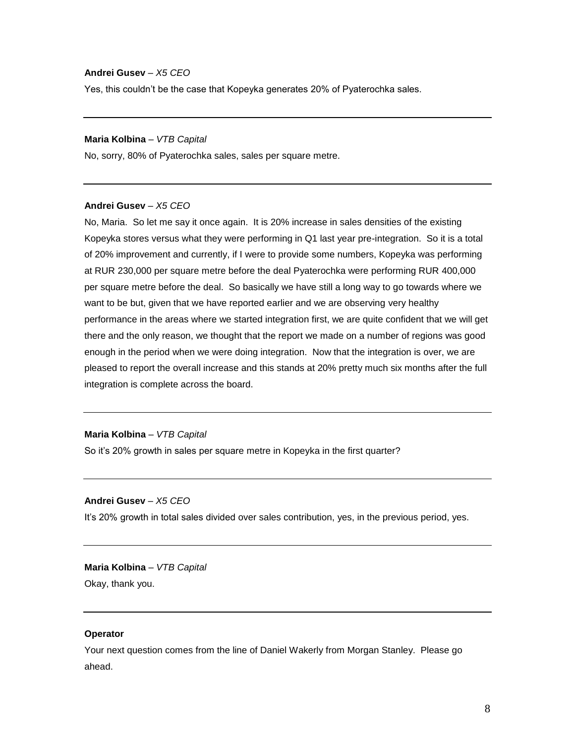**Andrei Gusev** – *X5 CEO*

Yes, this couldn't be the case that Kopeyka generates 20% of Pyaterochka sales.

---

**Maria Kolbina** – *VTB Capital*

No, sorry, 80% of Pyaterochka sales, sales per square metre.

---

**Andrei Gusev** – *X5 CEO*

No, Maria. So let me say it once again. It is 20% increase in sales densities of the existing Kopeyka stores versus what they were performing in Q1 last year pre-integration. So it is a total of 20% improvement and currently, if I were to provide some numbers, Kopeyka was performing at RUR 230,000 per square metre before the deal Pyaterochka were performing RUR 400,000 per square metre before the deal. So basically we have still a long way to go towards where we want to be but, given that we have reported earlier and we are observing very healthy performance in the areas where we started integration first, we are quite confident that we will get there and the only reason, we thought that the report we made on a number of regions was good enough in the period when we were doing integration. Now that the integration is over, we are pleased to report the overall increase and this stands at 20% pretty much six months after the full integration is complete across the board.

---

**Maria Kolbina** – *VTB Capital*

So it's 20% growth in sales per square metre in Kopeyka in the first quarter?

---

**Andrei Gusev** – *X5 CEO*

It's 20% growth in total sales divided over sales contribution, yes, in the previous period, yes.

---

**Maria Kolbina** – *VTB Capital*

Okay, thank you.

---

**Operator**

Your next question comes from the line of Daniel Wakerly from Morgan Stanley. Please go ahead.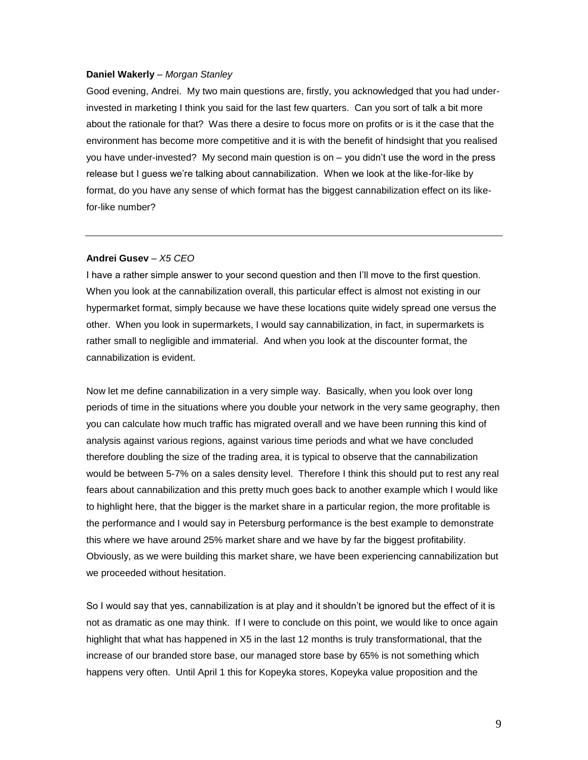**Daniel Wakerly** – *Morgan Stanley*

Good evening, Andrei. My two main questions are, firstly, you acknowledged that you had under-invested in marketing I think you said for the last few quarters. Can you sort of talk a bit more about the rationale for that? Was there a desire to focus more on profits or is it the case that the environment has become more competitive and it is with the benefit of hindsight that you realised you have under-invested? My second main question is on – you didn't use the word in the press release but I guess we're talking about cannabilization. When we look at the like-for-like by format, do you have any sense of which format has the biggest cannabilization effect on its like-for-like number?

---

**Andrei Gusev** – *X5 CEO*

I have a rather simple answer to your second question and then I'll move to the first question. When you look at the cannabilization overall, this particular effect is almost not existing in our hypermarket format, simply because we have these locations quite widely spread one versus the other. When you look in supermarkets, I would say cannabilization, in fact, in supermarkets is rather small to negligible and immaterial. And when you look at the discounter format, the cannabilization is evident.

Now let me define cannabilization in a very simple way. Basically, when you look over long periods of time in the situations where you double your network in the very same geography, then you can calculate how much traffic has migrated overall and we have been running this kind of analysis against various regions, against various time periods and what we have concluded therefore doubling the size of the trading area, it is typical to observe that the cannabilization would be between 5-7% on a sales density level. Therefore I think this should put to rest any real fears about cannabilization and this pretty much goes back to another example which I would like to highlight here, that the bigger is the market share in a particular region, the more profitable is the performance and I would say in Petersburg performance is the best example to demonstrate this where we have around 25% market share and we have by far the biggest profitability. Obviously, as we were building this market share, we have been experiencing cannabilization but we proceeded without hesitation.

So I would say that yes, cannabilization is at play and it shouldn't be ignored but the effect of it is not as dramatic as one may think. If I were to conclude on this point, we would like to once again highlight that what has happened in X5 in the last 12 months is truly transformational, that the increase of our branded store base, our managed store base by 65% is not something which happens very often. Until April 1 this for Kopeyka stores, Kopeyka value proposition and the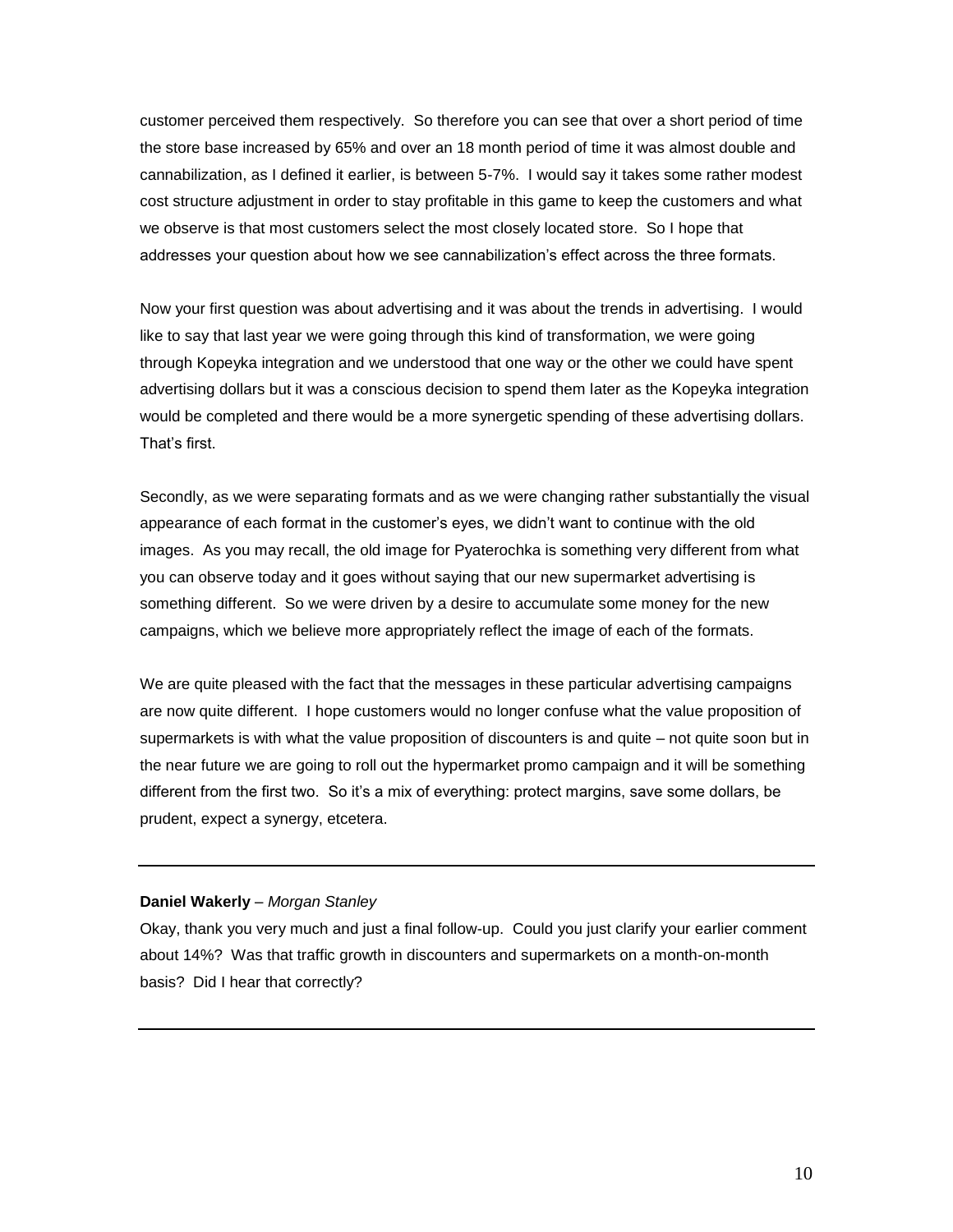customer perceived them respectively. So therefore you can see that over a short period of time the store base increased by 65% and over an 18 month period of time it was almost double and cannabilization, as I defined it earlier, is between 5-7%. I would say it takes some rather modest cost structure adjustment in order to stay profitable in this game to keep the customers and what we observe is that most customers select the most closely located store. So I hope that addresses your question about how we see cannabilization's effect across the three formats.

Now your first question was about advertising and it was about the trends in advertising. I would like to say that last year we were going through this kind of transformation, we were going through Kopeyka integration and we understood that one way or the other we could have spent advertising dollars but it was a conscious decision to spend them later as the Kopeyka integration would be completed and there would be a more synergetic spending of these advertising dollars. That's first.

Secondly, as we were separating formats and as we were changing rather substantially the visual appearance of each format in the customer's eyes, we didn't want to continue with the old images. As you may recall, the old image for Pyaterochka is something very different from what you can observe today and it goes without saying that our new supermarket advertising is something different. So we were driven by a desire to accumulate some money for the new campaigns, which we believe more appropriately reflect the image of each of the formats.

We are quite pleased with the fact that the messages in these particular advertising campaigns are now quite different. I hope customers would no longer confuse what the value proposition of supermarkets is with what the value proposition of discounters is and quite – not quite soon but in the near future we are going to roll out the hypermarket promo campaign and it will be something different from the first two. So it's a mix of everything: protect margins, save some dollars, be prudent, expect a synergy, etcetera.

---

**Daniel Wakerly** – *Morgan Stanley*

Okay, thank you very much and just a final follow-up. Could you just clarify your earlier comment about 14%? Was that traffic growth in discounters and supermarkets on a month-on-month basis? Did I hear that correctly?

---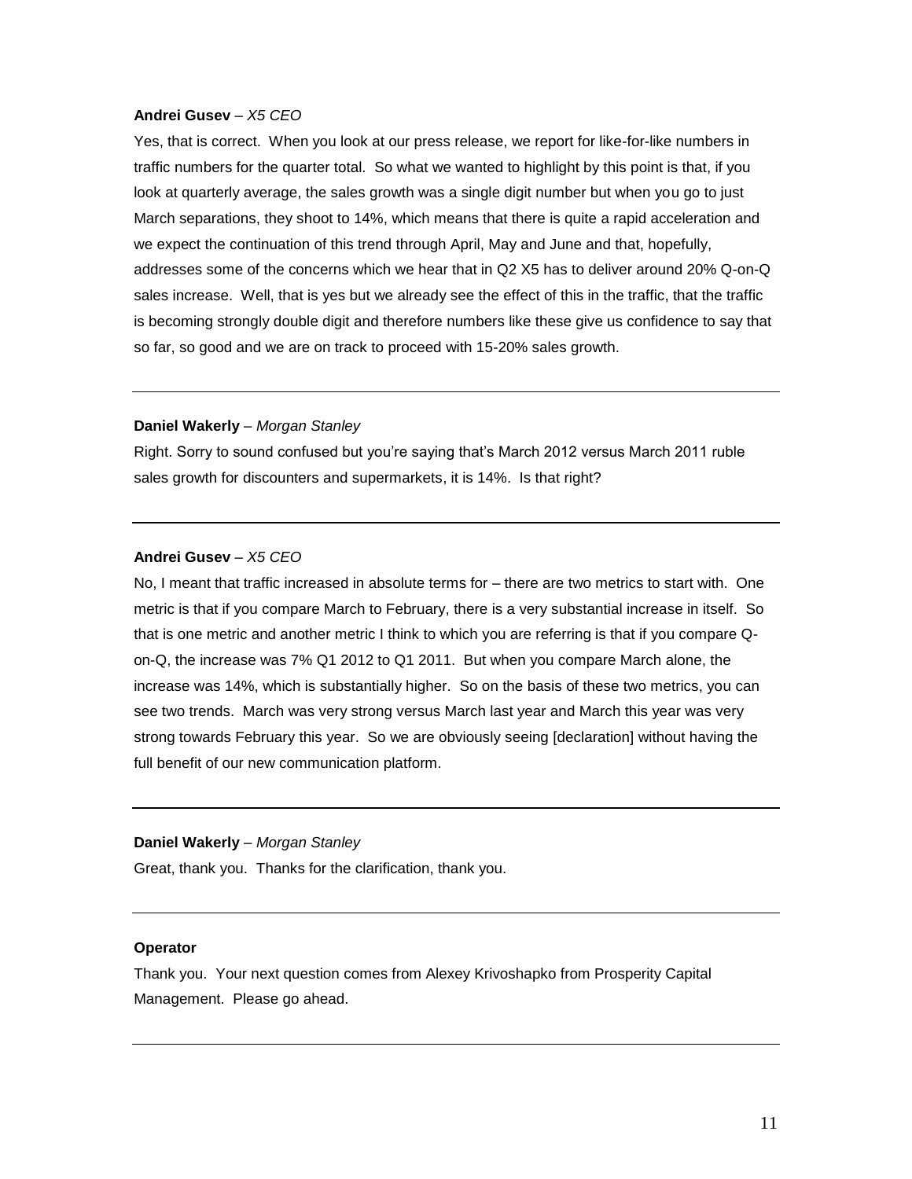**Andrei Gusev** – *X5 CEO*

Yes, that is correct. When you look at our press release, we report for like-for-like numbers in traffic numbers for the quarter total. So what we wanted to highlight by this point is that, if you look at quarterly average, the sales growth was a single digit number but when you go to just March separations, they shoot to 14%, which means that there is quite a rapid acceleration and we expect the continuation of this trend through April, May and June and that, hopefully, addresses some of the concerns which we hear that in Q2 X5 has to deliver around 20% Q-on-Q sales increase. Well, that is yes but we already see the effect of this in the traffic, that the traffic is becoming strongly double digit and therefore numbers like these give us confidence to say that so far, so good and we are on track to proceed with 15-20% sales growth.

---

**Daniel Wakerly** – *Morgan Stanley*

Right. Sorry to sound confused but you're saying that's March 2012 versus March 2011 ruble sales growth for discounters and supermarkets, it is 14%. Is that right?

---

**Andrei Gusev** – *X5 CEO*

No, I meant that traffic increased in absolute terms for – there are two metrics to start with. One metric is that if you compare March to February, there is a very substantial increase in itself. So that is one metric and another metric I think to which you are referring is that if you compare Q-on-Q, the increase was 7% Q1 2012 to Q1 2011. But when you compare March alone, the increase was 14%, which is substantially higher. So on the basis of these two metrics, you can see two trends. March was very strong versus March last year and March this year was very strong towards February this year. So we are obviously seeing [declaration] without having the full benefit of our new communication platform.

---

**Daniel Wakerly** – *Morgan Stanley*

Great, thank you. Thanks for the clarification, thank you.

---

**Operator**

Thank you. Your next question comes from Alexey Krivoshapko from Prosperity Capital Management. Please go ahead.

---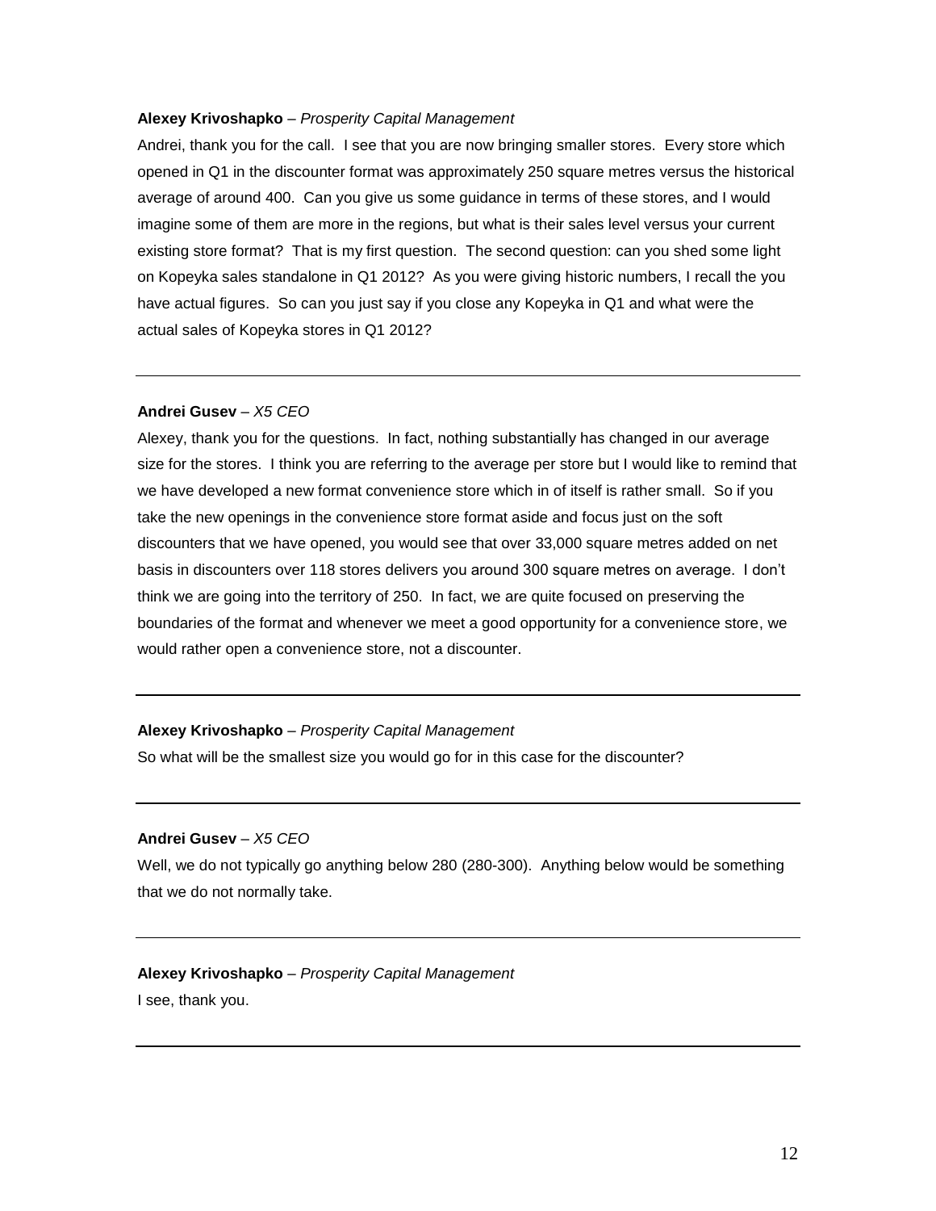**Alexey Krivoshapko** – *Prosperity Capital Management*

Andrei, thank you for the call. I see that you are now bringing smaller stores. Every store which opened in Q1 in the discounter format was approximately 250 square metres versus the historical average of around 400. Can you give us some guidance in terms of these stores, and I would imagine some of them are more in the regions, but what is their sales level versus your current existing store format? That is my first question. The second question: can you shed some light on Kopeyka sales standalone in Q1 2012? As you were giving historic numbers, I recall the you have actual figures. So can you just say if you close any Kopeyka in Q1 and what were the actual sales of Kopeyka stores in Q1 2012?

---

**Andrei Gusev** – *X5 CEO*

Alexey, thank you for the questions. In fact, nothing substantially has changed in our average size for the stores. I think you are referring to the average per store but I would like to remind that we have developed a new format convenience store which in of itself is rather small. So if you take the new openings in the convenience store format aside and focus just on the soft discounters that we have opened, you would see that over 33,000 square metres added on net basis in discounters over 118 stores delivers you around 300 square metres on average. I don't think we are going into the territory of 250. In fact, we are quite focused on preserving the boundaries of the format and whenever we meet a good opportunity for a convenience store, we would rather open a convenience store, not a discounter.

---

**Alexey Krivoshapko** – *Prosperity Capital Management*

So what will be the smallest size you would go for in this case for the discounter?

---

**Andrei Gusev** – *X5 CEO*

Well, we do not typically go anything below 280 (280-300). Anything below would be something that we do not normally take.

---

**Alexey Krivoshapko** – *Prosperity Capital Management*

I see, thank you.

---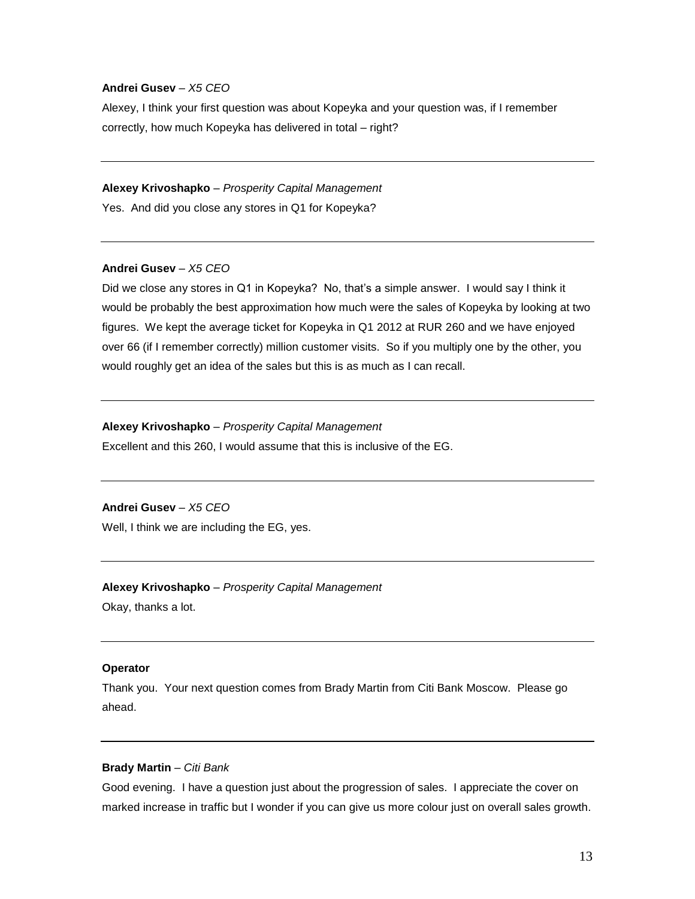**Andrei Gusev** – *X5 CEO*

Alexey, I think your first question was about Kopeyka and your question was, if I remember correctly, how much Kopeyka has delivered in total – right?

---

**Alexey Krivoshapko** – *Prosperity Capital Management*

Yes. And did you close any stores in Q1 for Kopeyka?

---

**Andrei Gusev** – *X5 CEO*

Did we close any stores in Q1 in Kopeyka? No, that's a simple answer. I would say I think it would be probably the best approximation how much were the sales of Kopeyka by looking at two figures. We kept the average ticket for Kopeyka in Q1 2012 at RUR 260 and we have enjoyed over 66 (if I remember correctly) million customer visits. So if you multiply one by the other, you would roughly get an idea of the sales but this is as much as I can recall.

---

**Alexey Krivoshapko** – *Prosperity Capital Management*

Excellent and this 260, I would assume that this is inclusive of the EG.

---

**Andrei Gusev** – *X5 CEO*

Well, I think we are including the EG, yes.

---

**Alexey Krivoshapko** – *Prosperity Capital Management*

Okay, thanks a lot.

---

**Operator**

Thank you. Your next question comes from Brady Martin from Citi Bank Moscow. Please go ahead.

---

**Brady Martin** – *Citi Bank*

Good evening. I have a question just about the progression of sales. I appreciate the cover on marked increase in traffic but I wonder if you can give us more colour just on overall sales growth.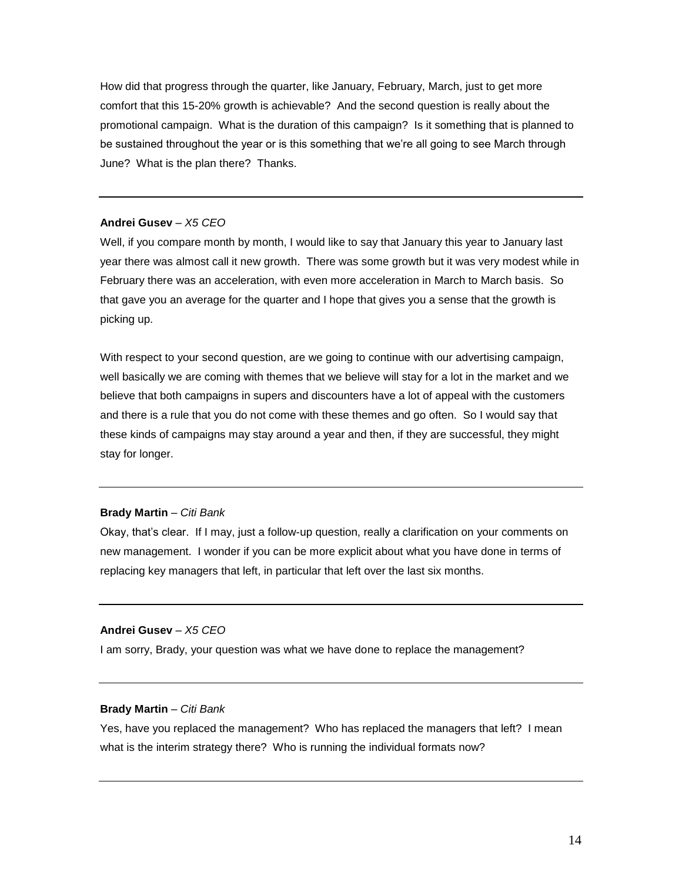How did that progress through the quarter, like January, February, March, just to get more comfort that this 15-20% growth is achievable? And the second question is really about the promotional campaign. What is the duration of this campaign? Is it something that is planned to be sustained throughout the year or is this something that we're all going to see March through June? What is the plan there? Thanks.

---

**Andrei Gusev** – *X5 CEO*

Well, if you compare month by month, I would like to say that January this year to January last year there was almost call it new growth. There was some growth but it was very modest while in February there was an acceleration, with even more acceleration in March to March basis. So that gave you an average for the quarter and I hope that gives you a sense that the growth is picking up.

With respect to your second question, are we going to continue with our advertising campaign, well basically we are coming with themes that we believe will stay for a lot in the market and we believe that both campaigns in supers and discounters have a lot of appeal with the customers and there is a rule that you do not come with these themes and go often. So I would say that these kinds of campaigns may stay around a year and then, if they are successful, they might stay for longer.

---

**Brady Martin** – *Citi Bank*

Okay, that's clear. If I may, just a follow-up question, really a clarification on your comments on new management. I wonder if you can be more explicit about what you have done in terms of replacing key managers that left, in particular that left over the last six months.

---

**Andrei Gusev** – *X5 CEO*

I am sorry, Brady, your question was what we have done to replace the management?

---

**Brady Martin** – *Citi Bank*

Yes, have you replaced the management? Who has replaced the managers that left? I mean what is the interim strategy there? Who is running the individual formats now?

---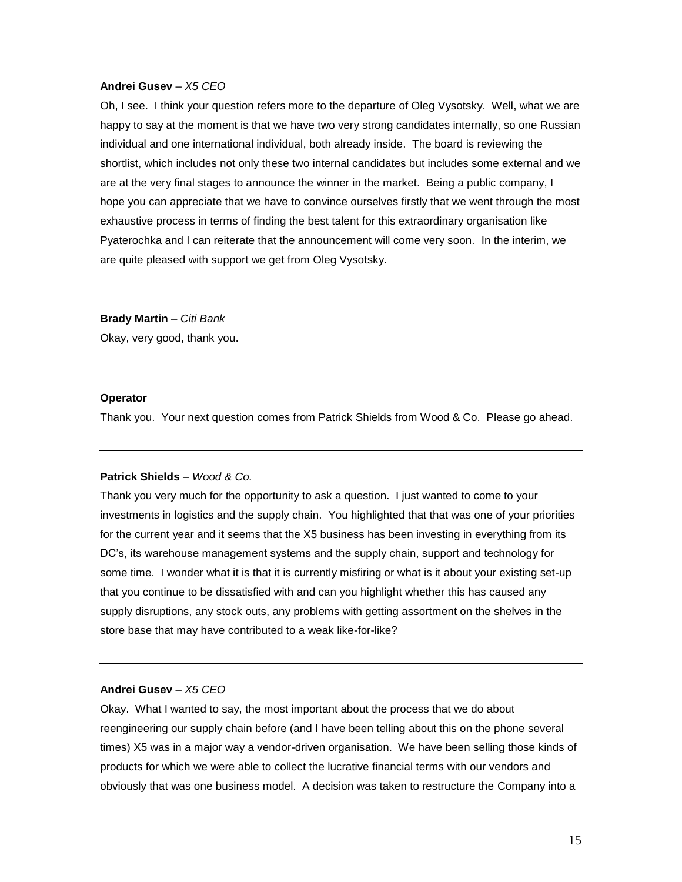**Andrei Gusev** – *X5 CEO*

Oh, I see. I think your question refers more to the departure of Oleg Vysotsky. Well, what we are happy to say at the moment is that we have two very strong candidates internally, so one Russian individual and one international individual, both already inside. The board is reviewing the shortlist, which includes not only these two internal candidates but includes some external and we are at the very final stages to announce the winner in the market. Being a public company, I hope you can appreciate that we have to convince ourselves firstly that we went through the most exhaustive process in terms of finding the best talent for this extraordinary organisation like Pyaterochka and I can reiterate that the announcement will come very soon. In the interim, we are quite pleased with support we get from Oleg Vysotsky.

---

**Brady Martin** – *Citi Bank*

Okay, very good, thank you.

---

**Operator**

Thank you. Your next question comes from Patrick Shields from Wood & Co. Please go ahead.

---

**Patrick Shields** – *Wood & Co.*

Thank you very much for the opportunity to ask a question. I just wanted to come to your investments in logistics and the supply chain. You highlighted that that was one of your priorities for the current year and it seems that the X5 business has been investing in everything from its DC's, its warehouse management systems and the supply chain, support and technology for some time. I wonder what it is that it is currently misfiring or what is it about your existing set-up that you continue to be dissatisfied with and can you highlight whether this has caused any supply disruptions, any stock outs, any problems with getting assortment on the shelves in the store base that may have contributed to a weak like-for-like?

---

**Andrei Gusev** – *X5 CEO*

Okay. What I wanted to say, the most important about the process that we do about reengineering our supply chain before (and I have been telling about this on the phone several times) X5 was in a major way a vendor-driven organisation. We have been selling those kinds of products for which we were able to collect the lucrative financial terms with our vendors and obviously that was one business model. A decision was taken to restructure the Company into a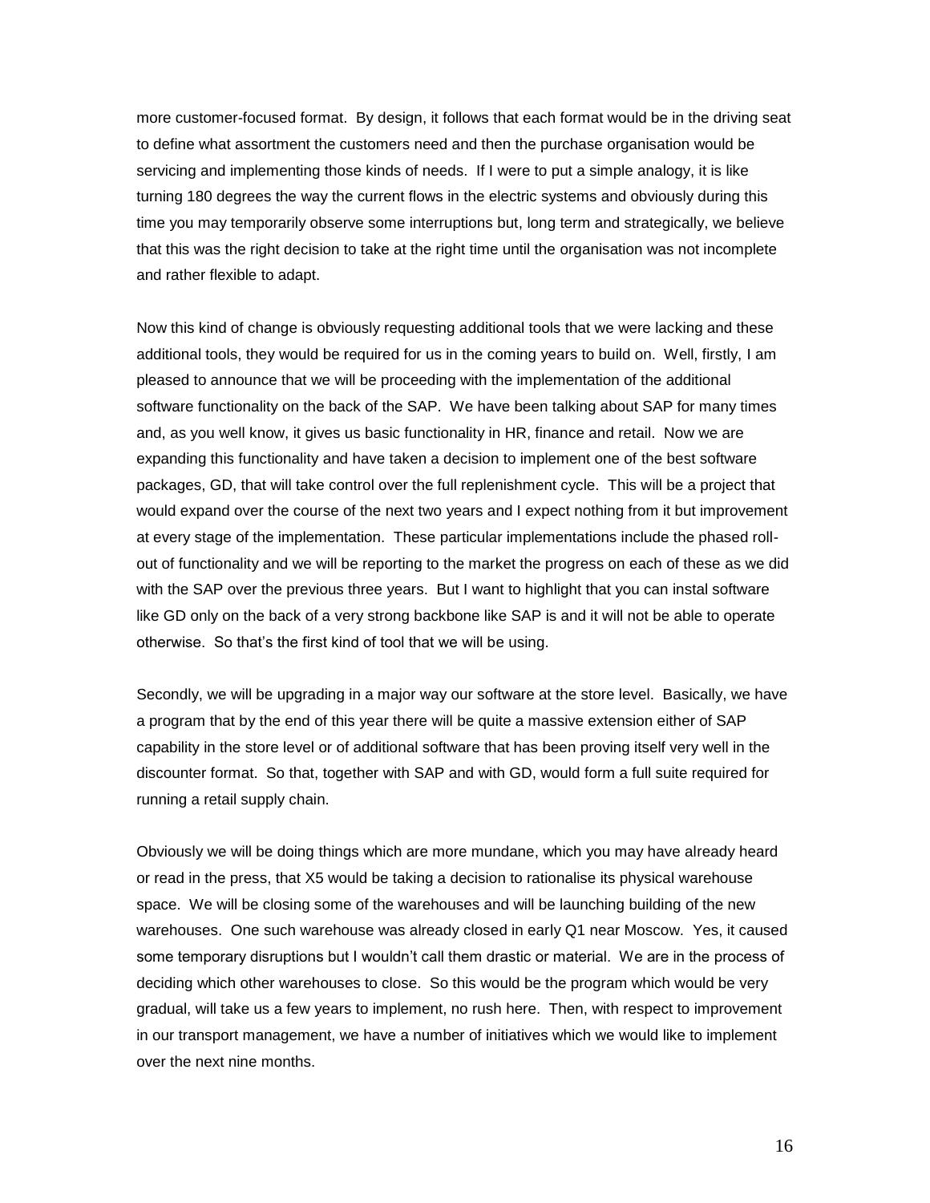more customer-focused format. By design, it follows that each format would be in the driving seat to define what assortment the customers need and then the purchase organisation would be servicing and implementing those kinds of needs. If I were to put a simple analogy, it is like turning 180 degrees the way the current flows in the electric systems and obviously during this time you may temporarily observe some interruptions but, long term and strategically, we believe that this was the right decision to take at the right time until the organisation was not incomplete and rather flexible to adapt.

Now this kind of change is obviously requesting additional tools that we were lacking and these additional tools, they would be required for us in the coming years to build on. Well, firstly, I am pleased to announce that we will be proceeding with the implementation of the additional software functionality on the back of the SAP. We have been talking about SAP for many times and, as you well know, it gives us basic functionality in HR, finance and retail. Now we are expanding this functionality and have taken a decision to implement one of the best software packages, GD, that will take control over the full replenishment cycle. This will be a project that would expand over the course of the next two years and I expect nothing from it but improvement at every stage of the implementation. These particular implementations include the phased roll-out of functionality and we will be reporting to the market the progress on each of these as we did with the SAP over the previous three years. But I want to highlight that you can instal software like GD only on the back of a very strong backbone like SAP is and it will not be able to operate otherwise. So that's the first kind of tool that we will be using.

Secondly, we will be upgrading in a major way our software at the store level. Basically, we have a program that by the end of this year there will be quite a massive extension either of SAP capability in the store level or of additional software that has been proving itself very well in the discounter format. So that, together with SAP and with GD, would form a full suite required for running a retail supply chain.

Obviously we will be doing things which are more mundane, which you may have already heard or read in the press, that X5 would be taking a decision to rationalise its physical warehouse space. We will be closing some of the warehouses and will be launching building of the new warehouses. One such warehouse was already closed in early Q1 near Moscow. Yes, it caused some temporary disruptions but I wouldn't call them drastic or material. We are in the process of deciding which other warehouses to close. So this would be the program which would be very gradual, will take us a few years to implement, no rush here. Then, with respect to improvement in our transport management, we have a number of initiatives which we would like to implement over the next nine months.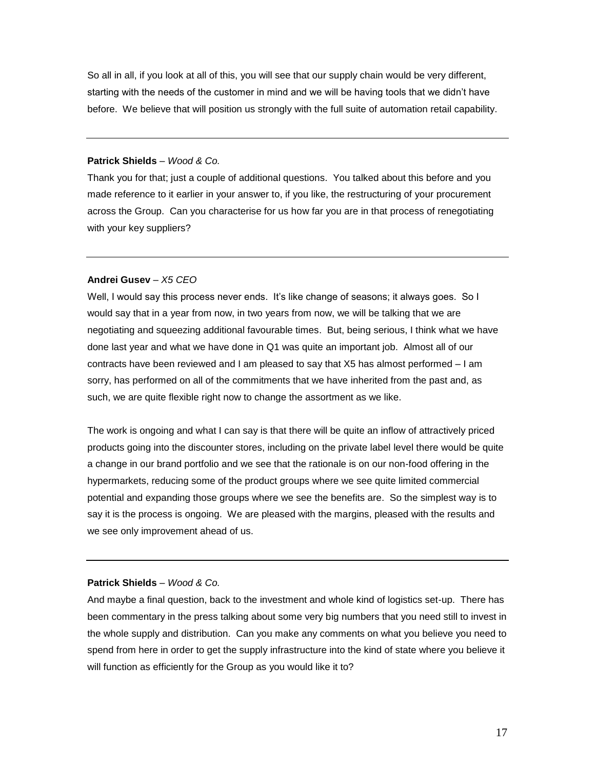So all in all, if you look at all of this, you will see that our supply chain would be very different, starting with the needs of the customer in mind and we will be having tools that we didn't have before. We believe that will position us strongly with the full suite of automation retail capability.

---

**Patrick Shields** – *Wood & Co.*

Thank you for that; just a couple of additional questions. You talked about this before and you made reference to it earlier in your answer to, if you like, the restructuring of your procurement across the Group. Can you characterise for us how far you are in that process of renegotiating with your key suppliers?

---

**Andrei Gusev** – *X5 CEO*

Well, I would say this process never ends. It's like change of seasons; it always goes. So I would say that in a year from now, in two years from now, we will be talking that we are negotiating and squeezing additional favourable times. But, being serious, I think what we have done last year and what we have done in Q1 was quite an important job. Almost all of our contracts have been reviewed and I am pleased to say that X5 has almost performed – I am sorry, has performed on all of the commitments that we have inherited from the past and, as such, we are quite flexible right now to change the assortment as we like.

The work is ongoing and what I can say is that there will be quite an inflow of attractively priced products going into the discounter stores, including on the private label level there would be quite a change in our brand portfolio and we see that the rationale is on our non-food offering in the hypermarkets, reducing some of the product groups where we see quite limited commercial potential and expanding those groups where we see the benefits are. So the simplest way is to say it is the process is ongoing. We are pleased with the margins, pleased with the results and we see only improvement ahead of us.

---

**Patrick Shields** – *Wood & Co.*

And maybe a final question, back to the investment and whole kind of logistics set-up. There has been commentary in the press talking about some very big numbers that you need still to invest in the whole supply and distribution. Can you make any comments on what you believe you need to spend from here in order to get the supply infrastructure into the kind of state where you believe it will function as efficiently for the Group as you would like it to?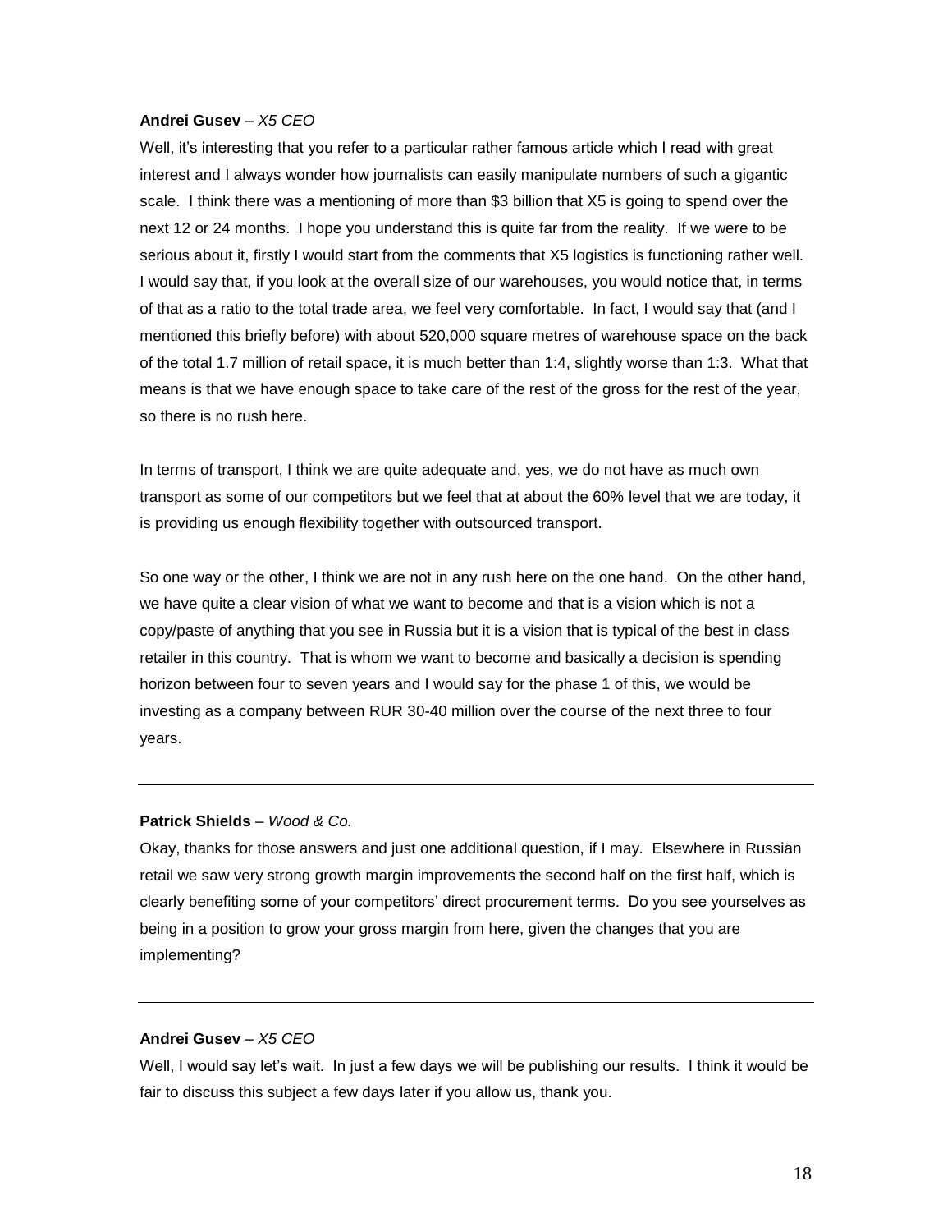**Andrei Gusev** – *X5 CEO*

Well, it's interesting that you refer to a particular rather famous article which I read with great interest and I always wonder how journalists can easily manipulate numbers of such a gigantic scale. I think there was a mentioning of more than $3 billion that X5 is going to spend over the next 12 or 24 months. I hope you understand this is quite far from the reality. If we were to be serious about it, firstly I would start from the comments that X5 logistics is functioning rather well. I would say that, if you look at the overall size of our warehouses, you would notice that, in terms of that as a ratio to the total trade area, we feel very comfortable. In fact, I would say that (and I mentioned this briefly before) with about 520,000 square metres of warehouse space on the back of the total 1.7 million of retail space, it is much better than 1:4, slightly worse than 1:3. What that means is that we have enough space to take care of the rest of the gross for the rest of the year, so there is no rush here.

In terms of transport, I think we are quite adequate and, yes, we do not have as much own transport as some of our competitors but we feel that at about the 60% level that we are today, it is providing us enough flexibility together with outsourced transport.

So one way or the other, I think we are not in any rush here on the one hand. On the other hand, we have quite a clear vision of what we want to become and that is a vision which is not a copy/paste of anything that you see in Russia but it is a vision that is typical of the best in class retailer in this country. That is whom we want to become and basically a decision is spending horizon between four to seven years and I would say for the phase 1 of this, we would be investing as a company between RUR 30-40 million over the course of the next three to four years.

---

**Patrick Shields** – *Wood & Co.*

Okay, thanks for those answers and just one additional question, if I may. Elsewhere in Russian retail we saw very strong growth margin improvements the second half on the first half, which is clearly benefiting some of your competitors' direct procurement terms. Do you see yourselves as being in a position to grow your gross margin from here, given the changes that you are implementing?

---

**Andrei Gusev** – *X5 CEO*

Well, I would say let's wait. In just a few days we will be publishing our results. I think it would be fair to discuss this subject a few days later if you allow us, thank you.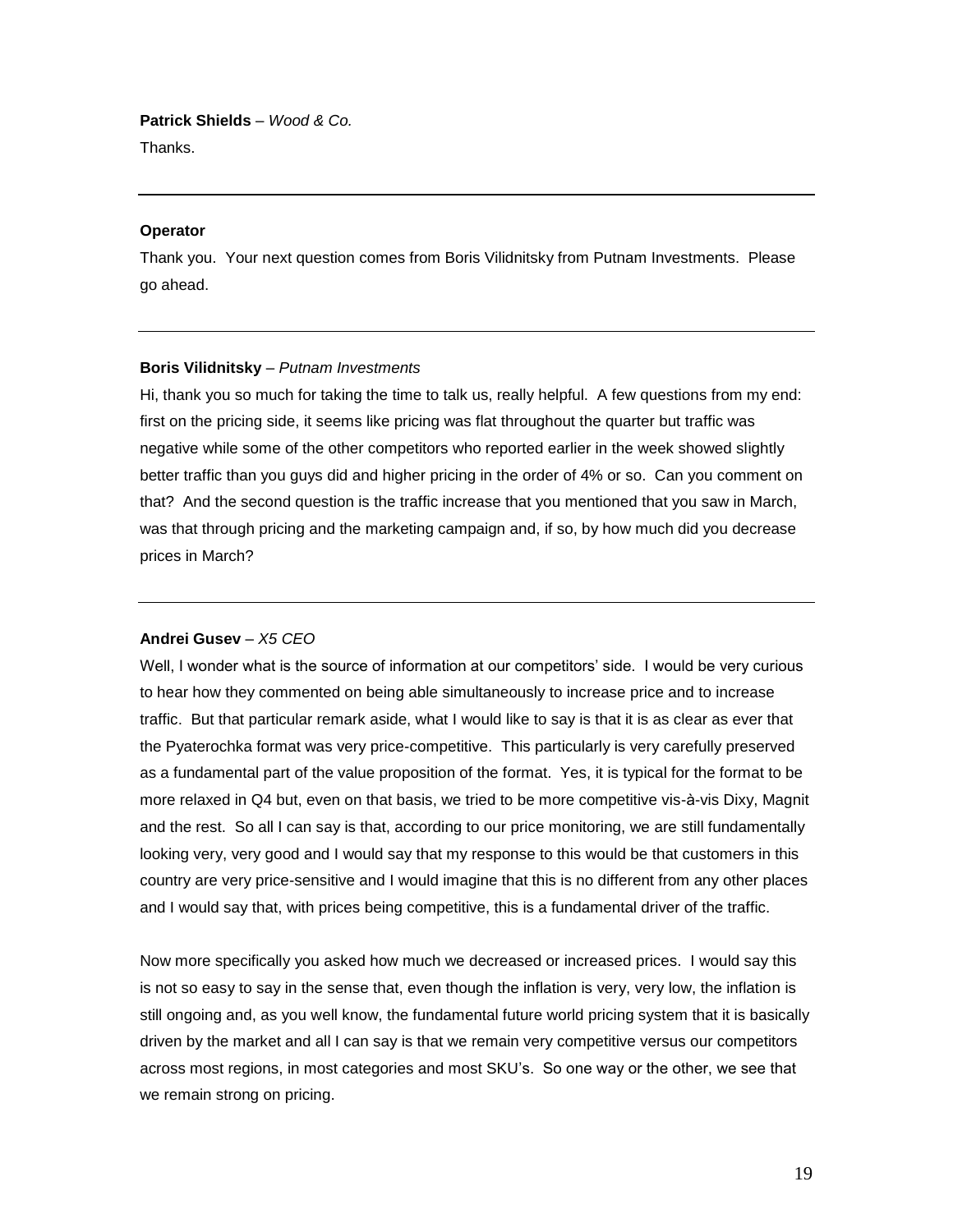**Patrick Shields** – *Wood & Co.*

Thanks.

---

**Operator**

Thank you. Your next question comes from Boris Vilidnitsky from Putnam Investments. Please go ahead.

---

**Boris Vilidnitsky** – *Putnam Investments*

Hi, thank you so much for taking the time to talk us, really helpful. A few questions from my end: first on the pricing side, it seems like pricing was flat throughout the quarter but traffic was negative while some of the other competitors who reported earlier in the week showed slightly better traffic than you guys did and higher pricing in the order of 4% or so. Can you comment on that? And the second question is the traffic increase that you mentioned that you saw in March, was that through pricing and the marketing campaign and, if so, by how much did you decrease prices in March?

---

**Andrei Gusev** – *X5 CEO*

Well, I wonder what is the source of information at our competitors' side. I would be very curious to hear how they commented on being able simultaneously to increase price and to increase traffic. But that particular remark aside, what I would like to say is that it is as clear as ever that the Pyaterochka format was very price-competitive. This particularly is very carefully preserved as a fundamental part of the value proposition of the format. Yes, it is typical for the format to be more relaxed in Q4 but, even on that basis, we tried to be more competitive vis-à-vis Dixy, Magnit and the rest. So all I can say is that, according to our price monitoring, we are still fundamentally looking very, very good and I would say that my response to this would be that customers in this country are very price-sensitive and I would imagine that this is no different from any other places and I would say that, with prices being competitive, this is a fundamental driver of the traffic.

Now more specifically you asked how much we decreased or increased prices. I would say this is not so easy to say in the sense that, even though the inflation is very, very low, the inflation is still ongoing and, as you well know, the fundamental future world pricing system that it is basically driven by the market and all I can say is that we remain very competitive versus our competitors across most regions, in most categories and most SKU's. So one way or the other, we see that we remain strong on pricing.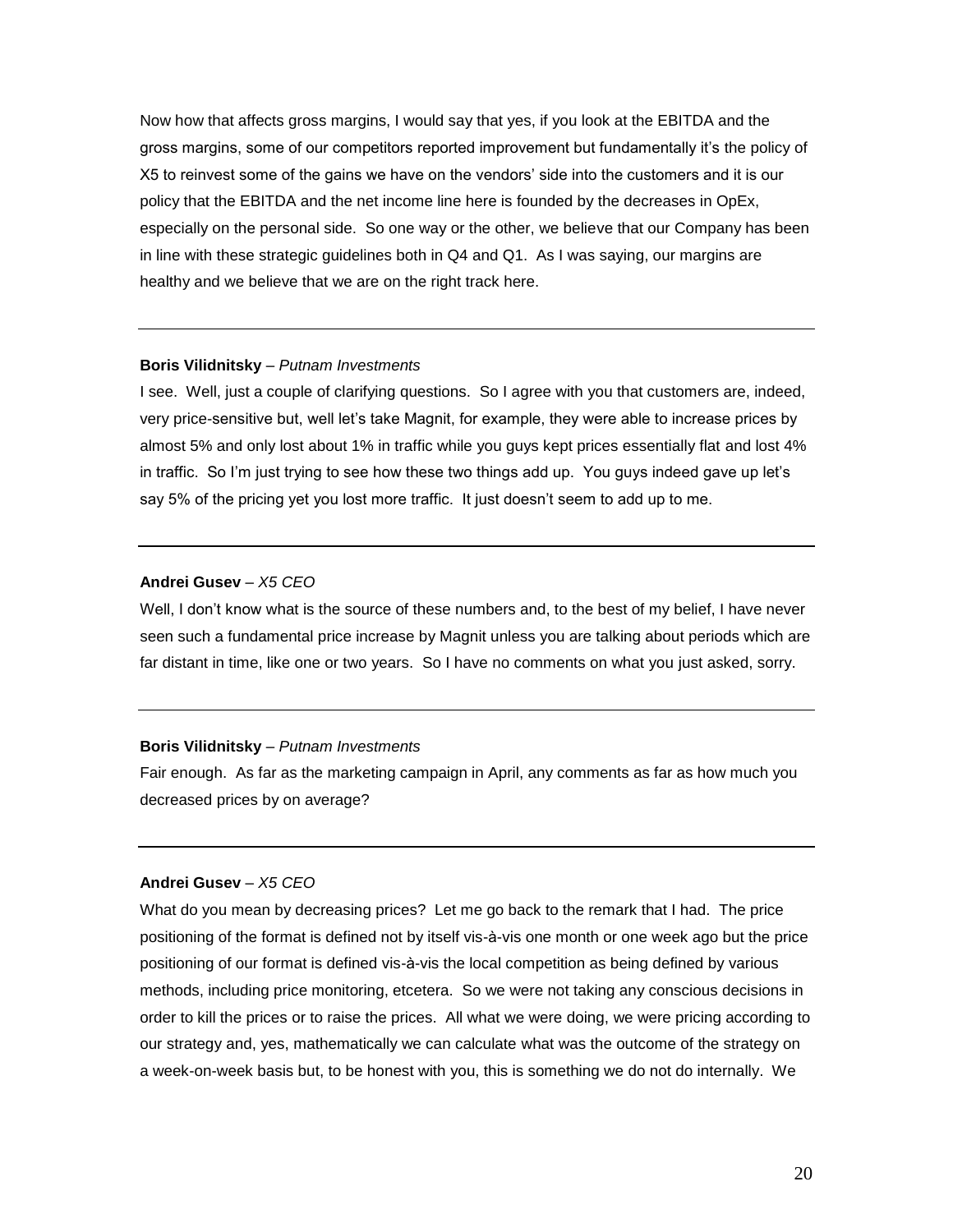Now how that affects gross margins, I would say that yes, if you look at the EBITDA and the gross margins, some of our competitors reported improvement but fundamentally it's the policy of X5 to reinvest some of the gains we have on the vendors' side into the customers and it is our policy that the EBITDA and the net income line here is founded by the decreases in OpEx, especially on the personal side. So one way or the other, we believe that our Company has been in line with these strategic guidelines both in Q4 and Q1. As I was saying, our margins are healthy and we believe that we are on the right track here.

---

**Boris Vilidnitsky** – *Putnam Investments*

I see. Well, just a couple of clarifying questions. So I agree with you that customers are, indeed, very price-sensitive but, well let's take Magnit, for example, they were able to increase prices by almost 5% and only lost about 1% in traffic while you guys kept prices essentially flat and lost 4% in traffic. So I'm just trying to see how these two things add up. You guys indeed gave up let's say 5% of the pricing yet you lost more traffic. It just doesn't seem to add up to me.

---

**Andrei Gusev** – *X5 CEO*

Well, I don't know what is the source of these numbers and, to the best of my belief, I have never seen such a fundamental price increase by Magnit unless you are talking about periods which are far distant in time, like one or two years. So I have no comments on what you just asked, sorry.

---

**Boris Vilidnitsky** – *Putnam Investments*

Fair enough. As far as the marketing campaign in April, any comments as far as how much you decreased prices by on average?

---

**Andrei Gusev** – *X5 CEO*

What do you mean by decreasing prices? Let me go back to the remark that I had. The price positioning of the format is defined not by itself vis-à-vis one month or one week ago but the price positioning of our format is defined vis-à-vis the local competition as being defined by various methods, including price monitoring, etcetera. So we were not taking any conscious decisions in order to kill the prices or to raise the prices. All what we were doing, we were pricing according to our strategy and, yes, mathematically we can calculate what was the outcome of the strategy on a week-on-week basis but, to be honest with you, this is something we do not do internally. We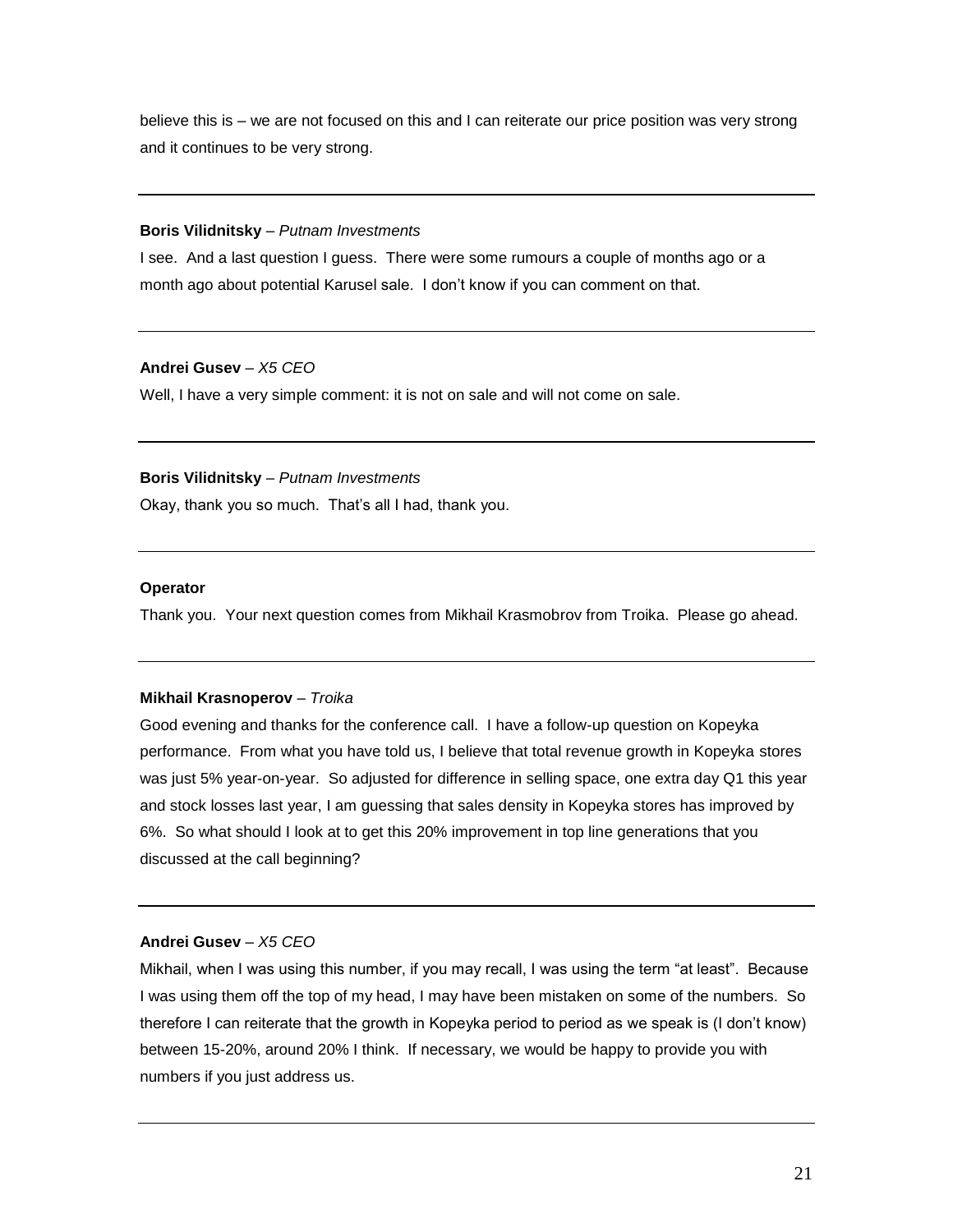believe this is – we are not focused on this and I can reiterate our price position was very strong and it continues to be very strong.

---

**Boris Vilidnitsky** – *Putnam Investments*

I see. And a last question I guess. There were some rumours a couple of months ago or a month ago about potential Karusel sale. I don't know if you can comment on that.

---

**Andrei Gusev** – *X5 CEO*

Well, I have a very simple comment: it is not on sale and will not come on sale.

---

**Boris Vilidnitsky** – *Putnam Investments*

Okay, thank you so much. That's all I had, thank you.

---

**Operator**

Thank you. Your next question comes from Mikhail Krasmobrov from Troika. Please go ahead.

---

**Mikhail Krasnoperov** – *Troika*

Good evening and thanks for the conference call. I have a follow-up question on Kopeyka performance. From what you have told us, I believe that total revenue growth in Kopeyka stores was just 5% year-on-year. So adjusted for difference in selling space, one extra day Q1 this year and stock losses last year, I am guessing that sales density in Kopeyka stores has improved by 6%. So what should I look at to get this 20% improvement in top line generations that you discussed at the call beginning?

---

**Andrei Gusev** – *X5 CEO*

Mikhail, when I was using this number, if you may recall, I was using the term "at least". Because I was using them off the top of my head, I may have been mistaken on some of the numbers. So therefore I can reiterate that the growth in Kopeyka period to period as we speak is (I don't know) between 15-20%, around 20% I think. If necessary, we would be happy to provide you with numbers if you just address us.

---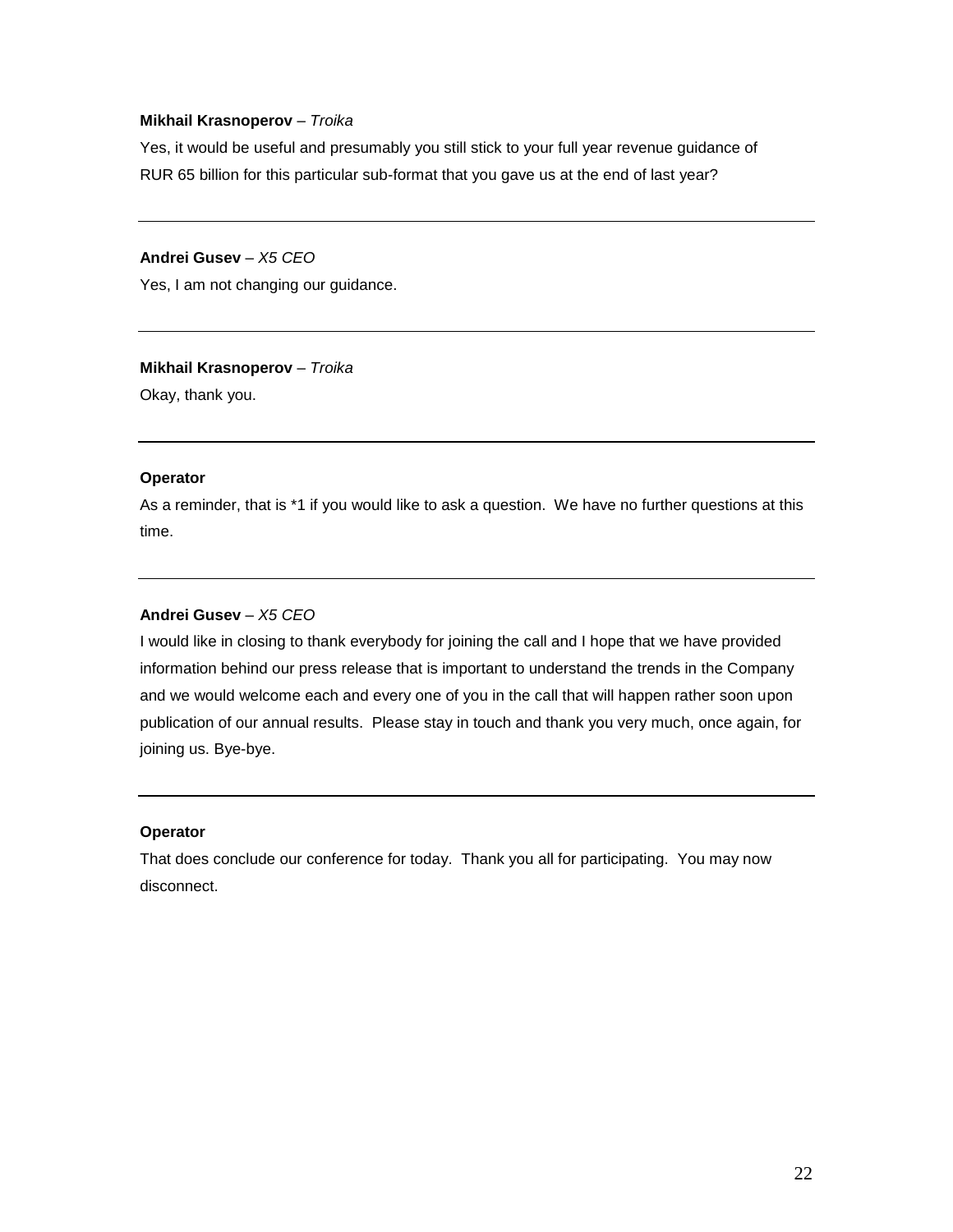**Mikhail Krasnoperov** – *Troika*

Yes, it would be useful and presumably you still stick to your full year revenue guidance of RUR 65 billion for this particular sub-format that you gave us at the end of last year?

---

**Andrei Gusev** – *X5 CEO*

Yes, I am not changing our guidance.

---

**Mikhail Krasnoperov** – *Troika*

Okay, thank you.

---

**Operator**

As a reminder, that is *1 if you would like to ask a question. We have no further questions at this time.

---

**Andrei Gusev** – *X5 CEO*

I would like in closing to thank everybody for joining the call and I hope that we have provided information behind our press release that is important to understand the trends in the Company and we would welcome each and every one of you in the call that will happen rather soon upon publication of our annual results. Please stay in touch and thank you very much, once again, for joining us. Bye-bye.

---

**Operator**

That does conclude our conference for today. Thank you all for participating. You may now disconnect.